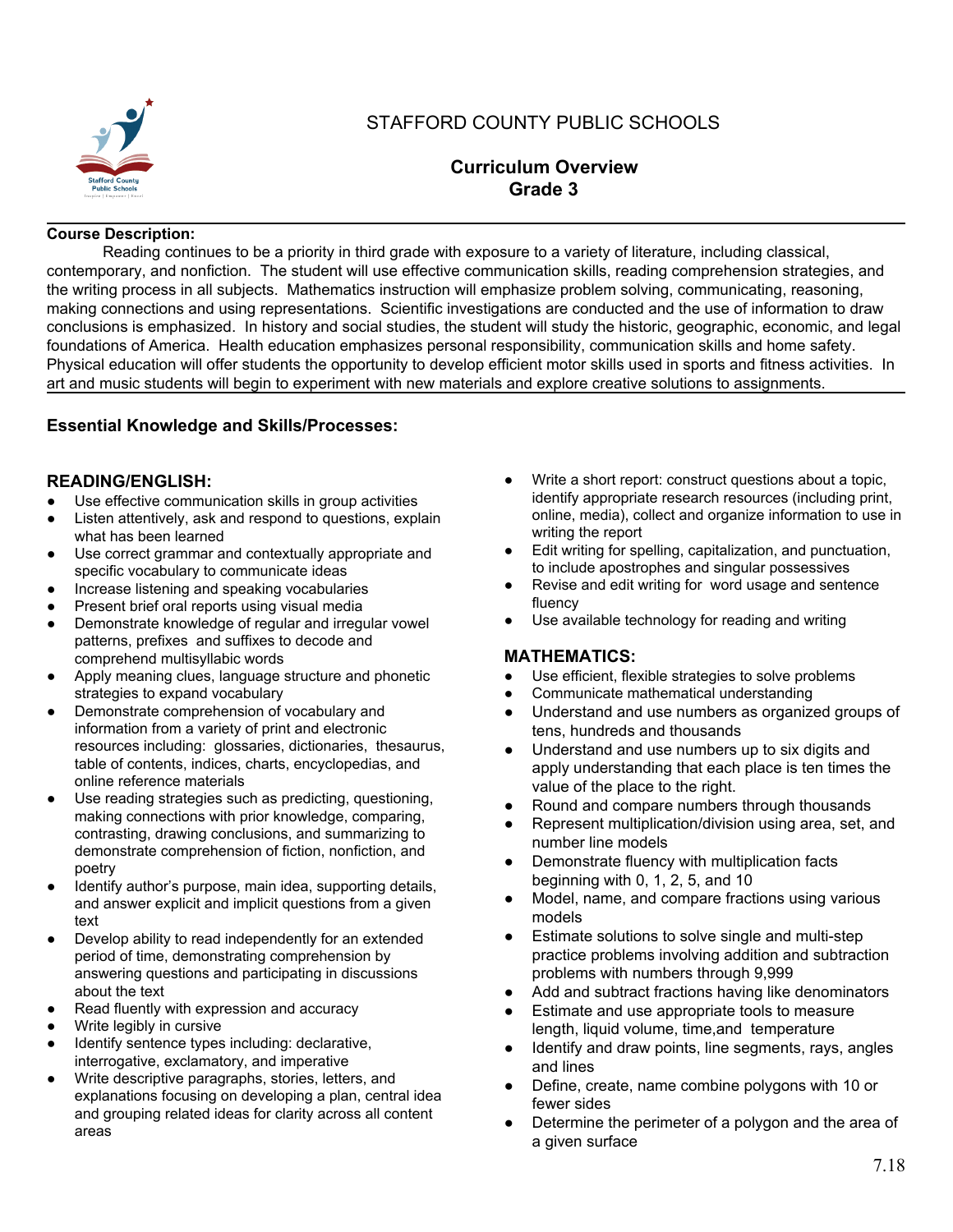# STAFFORD COUNTY PUBLIC SCHOOLS

## Curriculum Overview
## Grade 3

**Course Description:**

Reading continues to be a priority in third grade with exposure to a variety of literature, including classical, contemporary, and nonfiction. The student will use effective communication skills, reading comprehension strategies, and the writing process in all subjects. Mathematics instruction will emphasize problem solving, communicating, reasoning, making connections and using representations. Scientific investigations are conducted and the use of information to draw conclusions is emphasized. In history and social studies, the student will study the historic, geographic, economic, and legal foundations of America. Health education emphasizes personal responsibility, communication skills and home safety. Physical education will offer students the opportunity to develop efficient motor skills used in sports and fitness activities. In art and music students will begin to experiment with new materials and explore creative solutions to assignments.

### Essential Knowledge and Skills/Processes:

#### READING/ENGLISH:

- Use effective communication skills in group activities
- Listen attentively, ask and respond to questions, explain what has been learned
- Use correct grammar and contextually appropriate and specific vocabulary to communicate ideas
- Increase listening and speaking vocabularies
- Present brief oral reports using visual media
- Demonstrate knowledge of regular and irregular vowel patterns, prefixes and suffixes to decode and comprehend multisyllabic words
- Apply meaning clues, language structure and phonetic strategies to expand vocabulary
- Demonstrate comprehension of vocabulary and information from a variety of print and electronic resources including: glossaries, dictionaries, thesaurus, table of contents, indices, charts, encyclopedias, and online reference materials
- Use reading strategies such as predicting, questioning, making connections with prior knowledge, comparing, contrasting, drawing conclusions, and summarizing to demonstrate comprehension of fiction, nonfiction, and poetry
- Identify author's purpose, main idea, supporting details, and answer explicit and implicit questions from a given text
- Develop ability to read independently for an extended period of time, demonstrating comprehension by answering questions and participating in discussions about the text
- Read fluently with expression and accuracy
- Write legibly in cursive
- Identify sentence types including: declarative, interrogative, exclamatory, and imperative
- Write descriptive paragraphs, stories, letters, and explanations focusing on developing a plan, central idea and grouping related ideas for clarity across all content areas
- Write a short report: construct questions about a topic, identify appropriate research resources (including print, online, media), collect and organize information to use in writing the report
- Edit writing for spelling, capitalization, and punctuation, to include apostrophes and singular possessives
- Revise and edit writing for word usage and sentence fluency
- Use available technology for reading and writing

#### MATHEMATICS:

- Use efficient, flexible strategies to solve problems
- Communicate mathematical understanding
- Understand and use numbers as organized groups of tens, hundreds and thousands
- Understand and use numbers up to six digits and apply understanding that each place is ten times the value of the place to the right.
- Round and compare numbers through thousands
- Represent multiplication/division using area, set, and number line models
- Demonstrate fluency with multiplication facts beginning with 0, 1, 2, 5, and 10
- Model, name, and compare fractions using various models
- Estimate solutions to solve single and multi-step practice problems involving addition and subtraction problems with numbers through 9,999
- Add and subtract fractions having like denominators
- Estimate and use appropriate tools to measure length, liquid volume, time,and temperature
- Identify and draw points, line segments, rays, angles and lines
- Define, create, name combine polygons with 10 or fewer sides
- Determine the perimeter of a polygon and the area of a given surface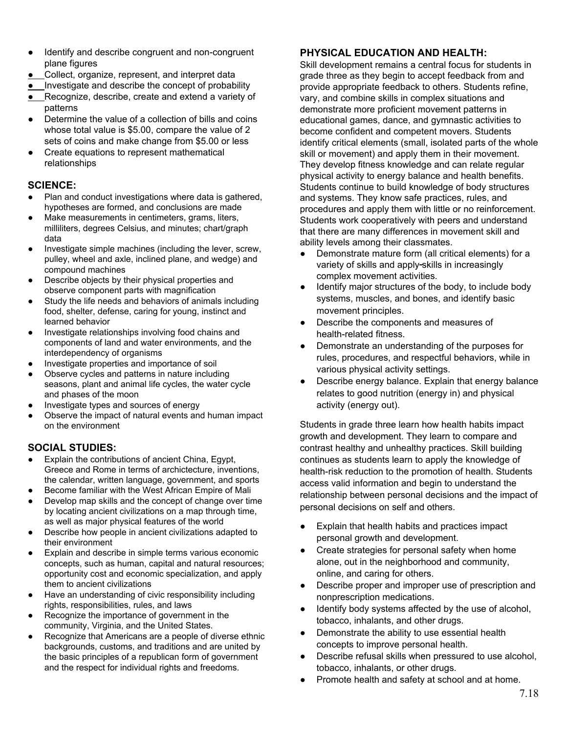- Identify and describe congruent and non-congruent plane figures
- Collect, organize, represent, and interpret data
- Investigate and describe the concept of probability
- Recognize, describe, create and extend a variety of patterns
- Determine the value of a collection of bills and coins whose total value is $5.00, compare the value of 2 sets of coins and make change from $5.00 or less
- Create equations to represent mathematical relationships

## SCIENCE:

- Plan and conduct investigations where data is gathered, hypotheses are formed, and conclusions are made
- Make measurements in centimeters, grams, liters, milliliters, degrees Celsius, and minutes; chart/graph data
- Investigate simple machines (including the lever, screw, pulley, wheel and axle, inclined plane, and wedge) and compound machines
- Describe objects by their physical properties and observe component parts with magnification
- Study the life needs and behaviors of animals including food, shelter, defense, caring for young, instinct and learned behavior
- Investigate relationships involving food chains and components of land and water environments, and the interdependency of organisms
- Investigate properties and importance of soil
- Observe cycles and patterns in nature including seasons, plant and animal life cycles, the water cycle and phases of the moon
- Investigate types and sources of energy
- Observe the impact of natural events and human impact on the environment

## SOCIAL STUDIES:

- Explain the contributions of ancient China, Egypt, Greece and Rome in terms of archictecture, inventions, the calendar, written language, government, and sports
- Become familiar with the West African Empire of Mali
- Develop map skills and the concept of change over time by locating ancient civilizations on a map through time, as well as major physical features of the world
- Describe how people in ancient civilizations adapted to their environment
- Explain and describe in simple terms various economic concepts, such as human, capital and natural resources; opportunity cost and economic specialization, and apply them to ancient civilizations
- Have an understanding of civic responsibility including rights, responsibilities, rules, and laws
- Recognize the importance of government in the community, Virginia, and the United States.
- Recognize that Americans are a people of diverse ethnic backgrounds, customs, and traditions and are united by the basic principles of a republican form of government and the respect for individual rights and freedoms.

## PHYSICAL EDUCATION AND HEALTH:

Skill development remains a central focus for students in grade three as they begin to accept feedback from and provide appropriate feedback to others. Students refine, vary, and combine skills in complex situations and demonstrate more proficient movement patterns in educational games, dance, and gymnastic activities to become confident and competent movers. Students identify critical elements (small, isolated parts of the whole skill or movement) and apply them in their movement. They develop fitness knowledge and can relate regular physical activity to energy balance and health benefits. Students continue to build knowledge of body structures and systems. They know safe practices, rules, and procedures and apply them with little or no reinforcement. Students work cooperatively with peers and understand that there are many differences in movement skill and ability levels among their classmates.

- Demonstrate mature form (all critical elements) for a variety of skills and apply skills in increasingly complex movement activities.
- Identify major structures of the body, to include body systems, muscles, and bones, and identify basic movement principles.
- Describe the components and measures of health-related fitness.
- Demonstrate an understanding of the purposes for rules, procedures, and respectful behaviors, while in various physical activity settings.
- Describe energy balance. Explain that energy balance relates to good nutrition (energy in) and physical activity (energy out).

Students in grade three learn how health habits impact growth and development. They learn to compare and contrast healthy and unhealthy practices. Skill building continues as students learn to apply the knowledge of health-risk reduction to the promotion of health. Students access valid information and begin to understand the relationship between personal decisions and the impact of personal decisions on self and others.

- Explain that health habits and practices impact personal growth and development.
- Create strategies for personal safety when home alone, out in the neighborhood and community, online, and caring for others.
- Describe proper and improper use of prescription and nonprescription medications.
- Identify body systems affected by the use of alcohol, tobacco, inhalants, and other drugs.
- Demonstrate the ability to use essential health concepts to improve personal health.
- Describe refusal skills when pressured to use alcohol, tobacco, inhalants, or other drugs.
- Promote health and safety at school and at home.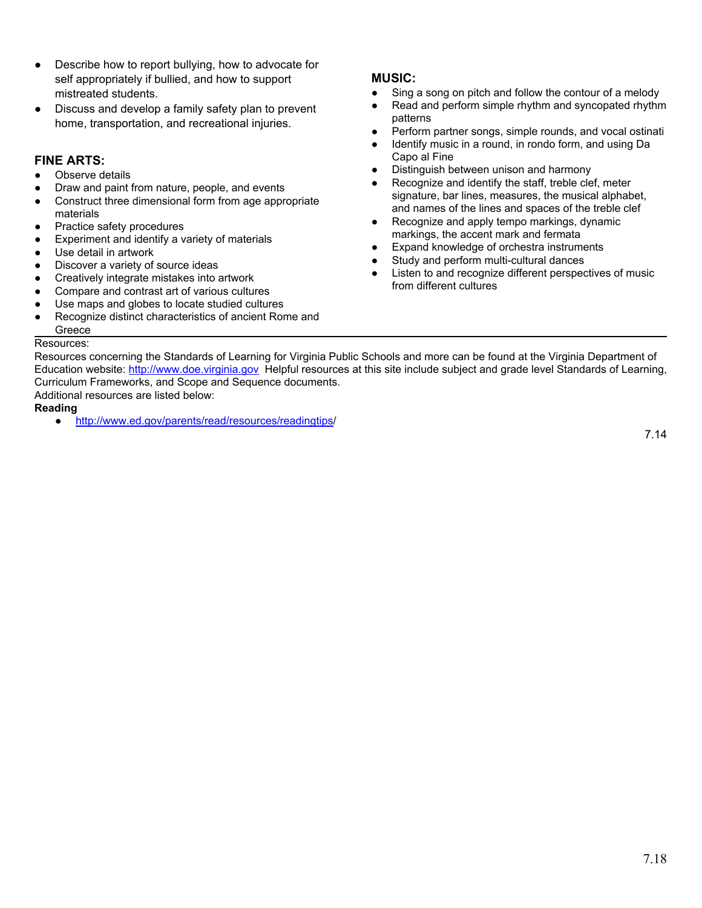- Describe how to report bullying, how to advocate for self appropriately if bullied, and how to support mistreated students.
- Discuss and develop a family safety plan to prevent home, transportation, and recreational injuries.

### FINE ARTS:

- Observe details
- Draw and paint from nature, people, and events
- Construct three dimensional form from age appropriate materials
- Practice safety procedures
- Experiment and identify a variety of materials
- Use detail in artwork
- Discover a variety of source ideas
- Creatively integrate mistakes into artwork
- Compare and contrast art of various cultures
- Use maps and globes to locate studied cultures
- Recognize distinct characteristics of ancient Rome and Greece

### MUSIC:

- Sing a song on pitch and follow the contour of a melody
- Read and perform simple rhythm and syncopated rhythm patterns
- Perform partner songs, simple rounds, and vocal ostinati
- Identify music in a round, in rondo form, and using Da Capo al Fine
- Distinguish between unison and harmony
- Recognize and identify the staff, treble clef, meter signature, bar lines, measures, the musical alphabet, and names of the lines and spaces of the treble clef
- Recognize and apply tempo markings, dynamic markings, the accent mark and fermata
- Expand knowledge of orchestra instruments
- Study and perform multi-cultural dances
- Listen to and recognize different perspectives of music from different cultures

Resources:

Resources concerning the Standards of Learning for Virginia Public Schools and more can be found at the Virginia Department of Education website: http://www.doe.virginia.gov Helpful resources at this site include subject and grade level Standards of Learning, Curriculum Frameworks, and Scope and Sequence documents.

Additional resources are listed below:

**Reading**

- http://www.ed.gov/parents/read/resources/readingtips/

7.14